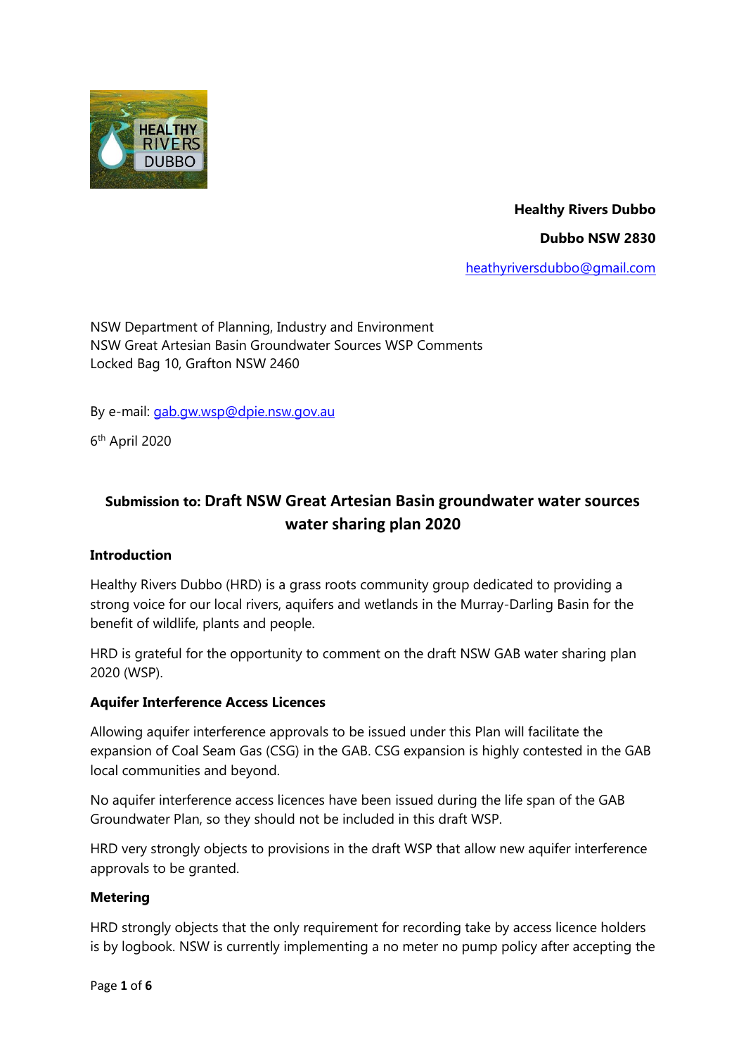**Healthy Rivers Dubbo**

**Dubbo NSW 2830**

heathyriversdubbo@gmail.com

NSW Department of Planning, Industry and Environment
NSW Great Artesian Basin Groundwater Sources WSP Comments
Locked Bag 10, Grafton NSW 2460

By e-mail: gab.gw.wsp@dpie.nsw.gov.au

6th April 2020

## Submission to: Draft NSW Great Artesian Basin groundwater water sources water sharing plan 2020

### Introduction

Healthy Rivers Dubbo (HRD) is a grass roots community group dedicated to providing a strong voice for our local rivers, aquifers and wetlands in the Murray-Darling Basin for the benefit of wildlife, plants and people.

HRD is grateful for the opportunity to comment on the draft NSW GAB water sharing plan 2020 (WSP).

### Aquifer Interference Access Licences

Allowing aquifer interference approvals to be issued under this Plan will facilitate the expansion of Coal Seam Gas (CSG) in the GAB. CSG expansion is highly contested in the GAB local communities and beyond.

No aquifer interference access licences have been issued during the life span of the GAB Groundwater Plan, so they should not be included in this draft WSP.

HRD very strongly objects to provisions in the draft WSP that allow new aquifer interference approvals to be granted.

### Metering

HRD strongly objects that the only requirement for recording take by access licence holders is by logbook. NSW is currently implementing a no meter no pump policy after accepting the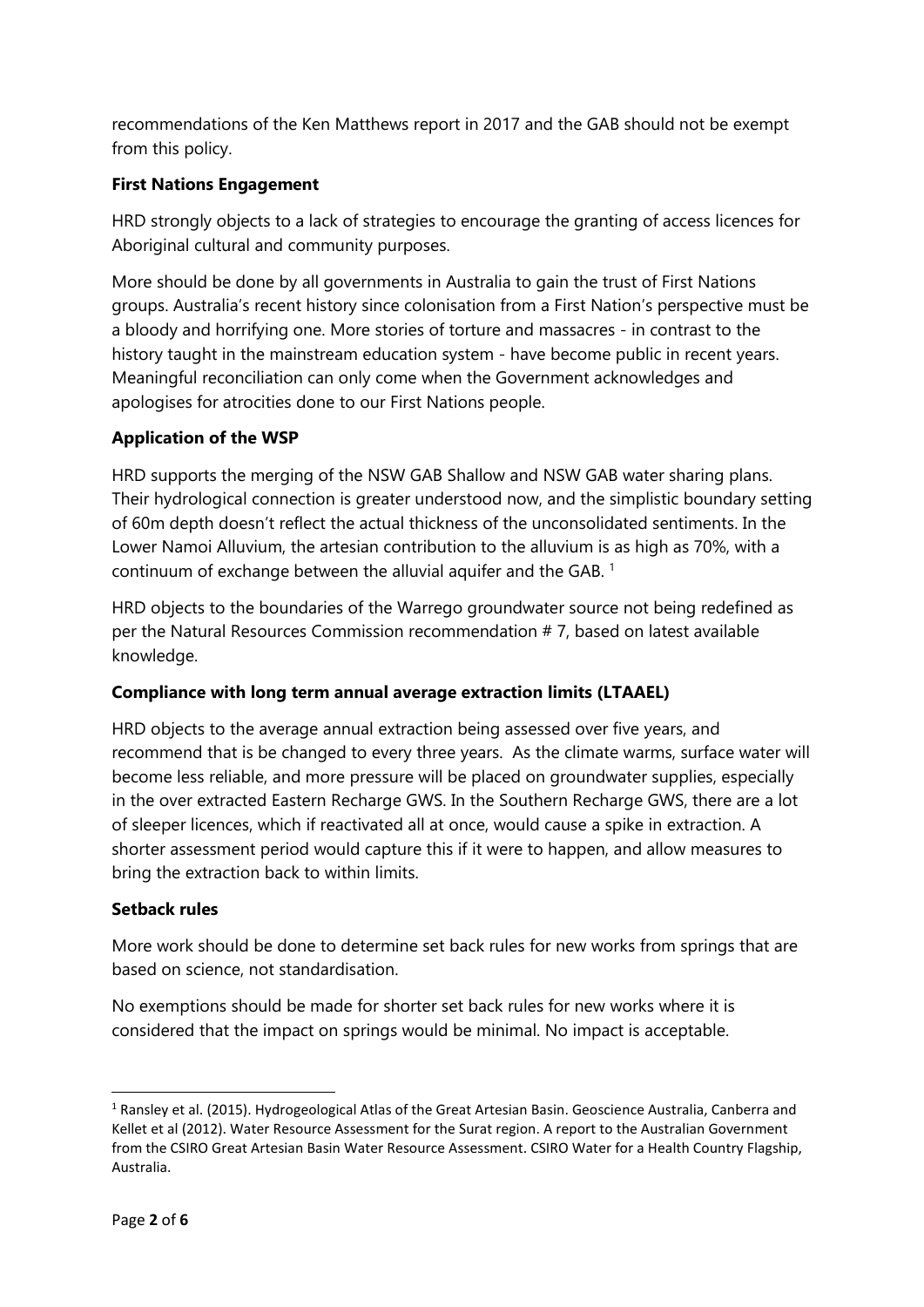recommendations of the Ken Matthews report in 2017 and the GAB should not be exempt from this policy.

**First Nations Engagement**

HRD strongly objects to a lack of strategies to encourage the granting of access licences for Aboriginal cultural and community purposes.

More should be done by all governments in Australia to gain the trust of First Nations groups. Australia's recent history since colonisation from a First Nation's perspective must be a bloody and horrifying one. More stories of torture and massacres - in contrast to the history taught in the mainstream education system - have become public in recent years. Meaningful reconciliation can only come when the Government acknowledges and apologises for atrocities done to our First Nations people.

**Application of the WSP**

HRD supports the merging of the NSW GAB Shallow and NSW GAB water sharing plans. Their hydrological connection is greater understood now, and the simplistic boundary setting of 60m depth doesn't reflect the actual thickness of the unconsolidated sentiments. In the Lower Namoi Alluvium, the artesian contribution to the alluvium is as high as 70%, with a continuum of exchange between the alluvial aquifer and the GAB. [1]

HRD objects to the boundaries of the Warrego groundwater source not being redefined as per the Natural Resources Commission recommendation # 7, based on latest available knowledge.

**Compliance with long term annual average extraction limits (LTAAEL)**

HRD objects to the average annual extraction being assessed over five years, and recommend that is be changed to every three years. As the climate warms, surface water will become less reliable, and more pressure will be placed on groundwater supplies, especially in the over extracted Eastern Recharge GWS. In the Southern Recharge GWS, there are a lot of sleeper licences, which if reactivated all at once, would cause a spike in extraction. A shorter assessment period would capture this if it were to happen, and allow measures to bring the extraction back to within limits.

**Setback rules**

More work should be done to determine set back rules for new works from springs that are based on science, not standardisation.

No exemptions should be made for shorter set back rules for new works where it is considered that the impact on springs would be minimal. No impact is acceptable.

---

[1] Ransley et al. (2015). Hydrogeological Atlas of the Great Artesian Basin. Geoscience Australia, Canberra and Kellet et al (2012). Water Resource Assessment for the Surat region. A report to the Australian Government from the CSIRO Great Artesian Basin Water Resource Assessment. CSIRO Water for a Health Country Flagship, Australia.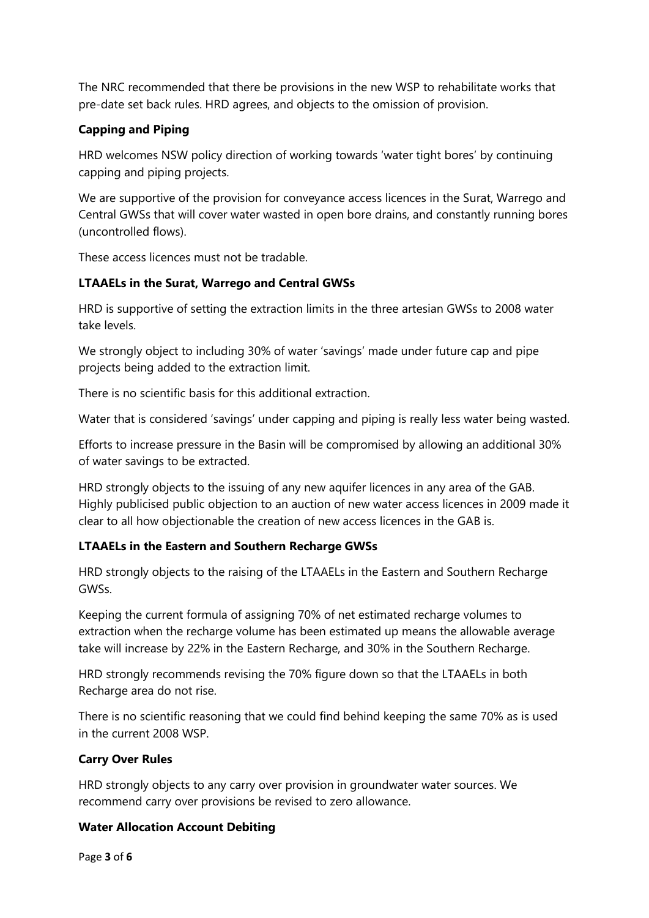The NRC recommended that there be provisions in the new WSP to rehabilitate works that pre-date set back rules. HRD agrees, and objects to the omission of provision.

**Capping and Piping**

HRD welcomes NSW policy direction of working towards 'water tight bores' by continuing capping and piping projects.

We are supportive of the provision for conveyance access licences in the Surat, Warrego and Central GWSs that will cover water wasted in open bore drains, and constantly running bores (uncontrolled flows).

These access licences must not be tradable.

**LTAAELs in the Surat, Warrego and Central GWSs**

HRD is supportive of setting the extraction limits in the three artesian GWSs to 2008 water take levels.

We strongly object to including 30% of water 'savings' made under future cap and pipe projects being added to the extraction limit.

There is no scientific basis for this additional extraction.

Water that is considered 'savings' under capping and piping is really less water being wasted.

Efforts to increase pressure in the Basin will be compromised by allowing an additional 30% of water savings to be extracted.

HRD strongly objects to the issuing of any new aquifer licences in any area of the GAB. Highly publicised public objection to an auction of new water access licences in 2009 made it clear to all how objectionable the creation of new access licences in the GAB is.

**LTAAELs in the Eastern and Southern Recharge GWSs**

HRD strongly objects to the raising of the LTAAELs in the Eastern and Southern Recharge GWSs.

Keeping the current formula of assigning 70% of net estimated recharge volumes to extraction when the recharge volume has been estimated up means the allowable average take will increase by 22% in the Eastern Recharge, and 30% in the Southern Recharge.

HRD strongly recommends revising the 70% figure down so that the LTAAELs in both Recharge area do not rise.

There is no scientific reasoning that we could find behind keeping the same 70% as is used in the current 2008 WSP.

**Carry Over Rules**

HRD strongly objects to any carry over provision in groundwater water sources. We recommend carry over provisions be revised to zero allowance.

**Water Allocation Account Debiting**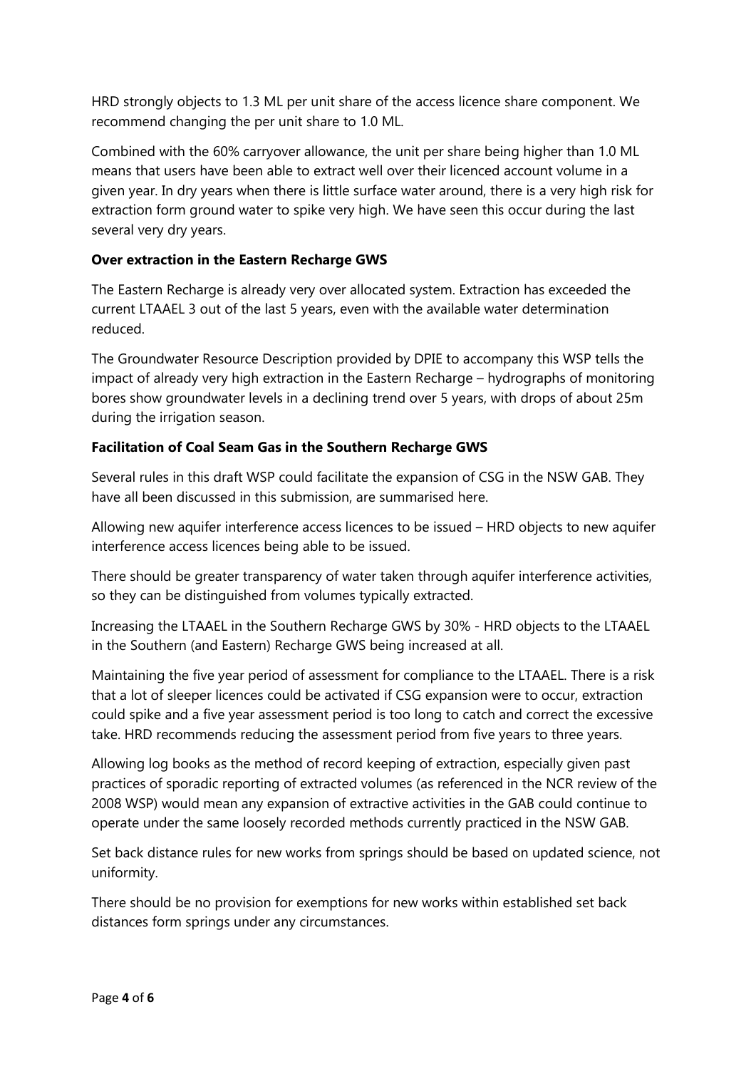HRD strongly objects to 1.3 ML per unit share of the access licence share component. We recommend changing the per unit share to 1.0 ML.

Combined with the 60% carryover allowance, the unit per share being higher than 1.0 ML means that users have been able to extract well over their licenced account volume in a given year. In dry years when there is little surface water around, there is a very high risk for extraction form ground water to spike very high. We have seen this occur during the last several very dry years.

**Over extraction in the Eastern Recharge GWS**

The Eastern Recharge is already very over allocated system. Extraction has exceeded the current LTAAEL 3 out of the last 5 years, even with the available water determination reduced.

The Groundwater Resource Description provided by DPIE to accompany this WSP tells the impact of already very high extraction in the Eastern Recharge – hydrographs of monitoring bores show groundwater levels in a declining trend over 5 years, with drops of about 25m during the irrigation season.

**Facilitation of Coal Seam Gas in the Southern Recharge GWS**

Several rules in this draft WSP could facilitate the expansion of CSG in the NSW GAB. They have all been discussed in this submission, are summarised here.

Allowing new aquifer interference access licences to be issued – HRD objects to new aquifer interference access licences being able to be issued.

There should be greater transparency of water taken through aquifer interference activities, so they can be distinguished from volumes typically extracted.

Increasing the LTAAEL in the Southern Recharge GWS by 30% - HRD objects to the LTAAEL in the Southern (and Eastern) Recharge GWS being increased at all.

Maintaining the five year period of assessment for compliance to the LTAAEL. There is a risk that a lot of sleeper licences could be activated if CSG expansion were to occur, extraction could spike and a five year assessment period is too long to catch and correct the excessive take. HRD recommends reducing the assessment period from five years to three years.

Allowing log books as the method of record keeping of extraction, especially given past practices of sporadic reporting of extracted volumes (as referenced in the NCR review of the 2008 WSP) would mean any expansion of extractive activities in the GAB could continue to operate under the same loosely recorded methods currently practiced in the NSW GAB.

Set back distance rules for new works from springs should be based on updated science, not uniformity.

There should be no provision for exemptions for new works within established set back distances form springs under any circumstances.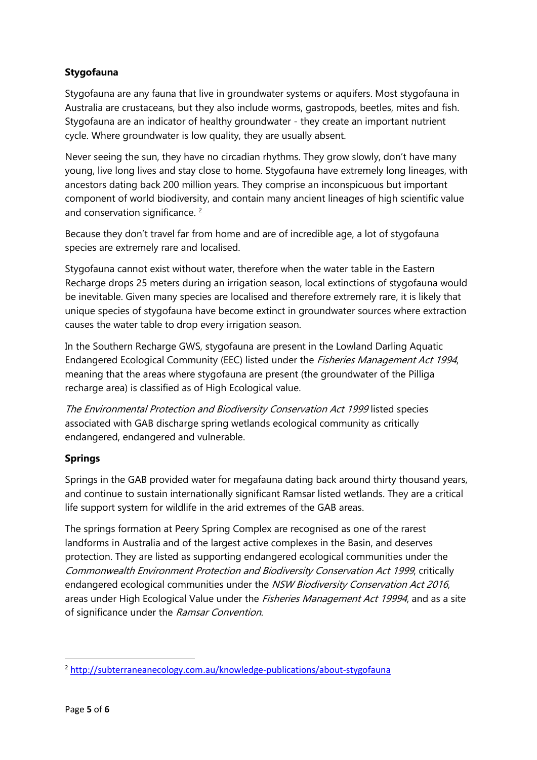**Stygofauna**

Stygofauna are any fauna that live in groundwater systems or aquifers. Most stygofauna in Australia are crustaceans, but they also include worms, gastropods, beetles, mites and fish. Stygofauna are an indicator of healthy groundwater - they create an important nutrient cycle. Where groundwater is low quality, they are usually absent.

Never seeing the sun, they have no circadian rhythms. They grow slowly, don't have many young, live long lives and stay close to home. Stygofauna have extremely long lineages, with ancestors dating back 200 million years. They comprise an inconspicuous but important component of world biodiversity, and contain many ancient lineages of high scientific value and conservation significance. [2]

Because they don't travel far from home and are of incredible age, a lot of stygofauna species are extremely rare and localised.

Stygofauna cannot exist without water, therefore when the water table in the Eastern Recharge drops 25 meters during an irrigation season, local extinctions of stygofauna would be inevitable. Given many species are localised and therefore extremely rare, it is likely that unique species of stygofauna have become extinct in groundwater sources where extraction causes the water table to drop every irrigation season.

In the Southern Recharge GWS, stygofauna are present in the Lowland Darling Aquatic Endangered Ecological Community (EEC) listed under the *Fisheries Management Act 1994*, meaning that the areas where stygofauna are present (the groundwater of the Pilliga recharge area) is classified as of High Ecological value.

*The Environmental Protection and Biodiversity Conservation Act 1999* listed species associated with GAB discharge spring wetlands ecological community as critically endangered, endangered and vulnerable.

**Springs**

Springs in the GAB provided water for megafauna dating back around thirty thousand years, and continue to sustain internationally significant Ramsar listed wetlands. They are a critical life support system for wildlife in the arid extremes of the GAB areas.

The springs formation at Peery Spring Complex are recognised as one of the rarest landforms in Australia and of the largest active complexes in the Basin, and deserves protection. They are listed as supporting endangered ecological communities under the *Commonwealth Environment Protection and Biodiversity Conservation Act 1999*, critically endangered ecological communities under the *NSW Biodiversity Conservation Act 2016*, areas under High Ecological Value under the *Fisheries Management Act 19994*, and as a site of significance under the *Ramsar Convention*.

---

[2] http://subterraneanecology.com.au/knowledge-publications/about-stygofauna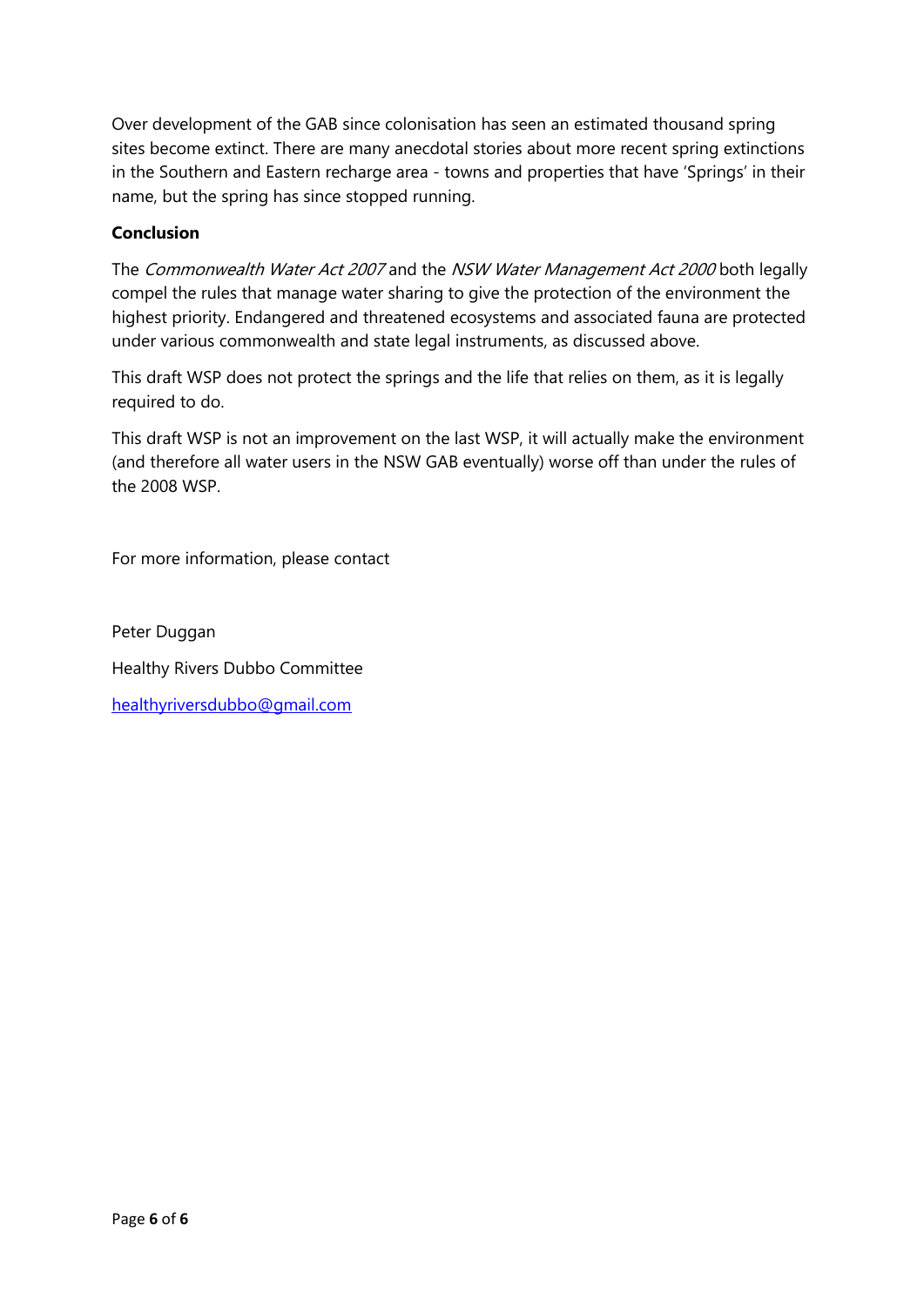Over development of the GAB since colonisation has seen an estimated thousand spring sites become extinct. There are many anecdotal stories about more recent spring extinctions in the Southern and Eastern recharge area - towns and properties that have 'Springs' in their name, but the spring has since stopped running.

**Conclusion**

The *Commonwealth Water Act 2007* and the *NSW Water Management Act 2000* both legally compel the rules that manage water sharing to give the protection of the environment the highest priority. Endangered and threatened ecosystems and associated fauna are protected under various commonwealth and state legal instruments, as discussed above.

This draft WSP does not protect the springs and the life that relies on them, as it is legally required to do.

This draft WSP is not an improvement on the last WSP, it will actually make the environment (and therefore all water users in the NSW GAB eventually) worse off than under the rules of the 2008 WSP.

For more information, please contact

Peter Duggan

Healthy Rivers Dubbo Committee

healthyriversdubbo@gmail.com